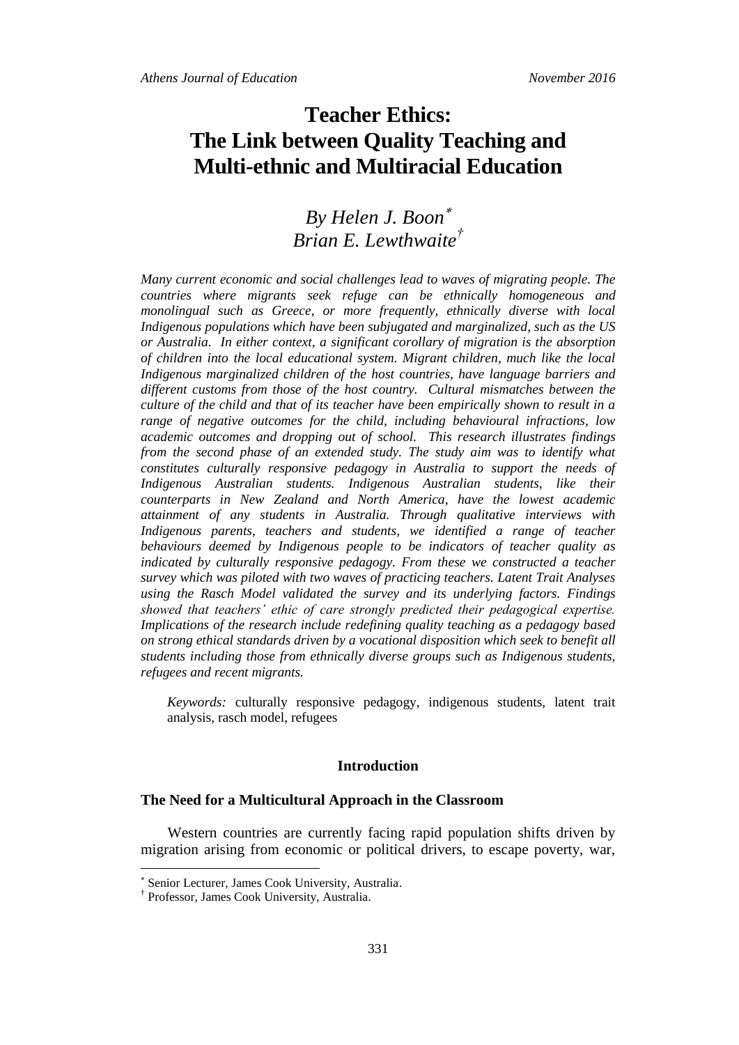# Teacher Ethics: The Link between Quality Teaching and Multi-ethnic and Multiracial Education

*By Helen J. Boon*[*]
*Brian E. Lewthwaite*[†]

*Many current economic and social challenges lead to waves of migrating people. The countries where migrants seek refuge can be ethnically homogeneous and monolingual such as Greece, or more frequently, ethnically diverse with local Indigenous populations which have been subjugated and marginalized, such as the US or Australia. In either context, a significant corollary of migration is the absorption of children into the local educational system. Migrant children, much like the local Indigenous marginalized children of the host countries, have language barriers and different customs from those of the host country. Cultural mismatches between the culture of the child and that of its teacher have been empirically shown to result in a range of negative outcomes for the child, including behavioural infractions, low academic outcomes and dropping out of school. This research illustrates findings from the second phase of an extended study. The study aim was to identify what constitutes culturally responsive pedagogy in Australia to support the needs of Indigenous Australian students. Indigenous Australian students, like their counterparts in New Zealand and North America, have the lowest academic attainment of any students in Australia. Through qualitative interviews with Indigenous parents, teachers and students, we identified a range of teacher behaviours deemed by Indigenous people to be indicators of teacher quality as indicated by culturally responsive pedagogy. From these we constructed a teacher survey which was piloted with two waves of practicing teachers. Latent Trait Analyses using the Rasch Model validated the survey and its underlying factors. Findings showed that teachers' ethic of care strongly predicted their pedagogical expertise. Implications of the research include redefining quality teaching as a pedagogy based on strong ethical standards driven by a vocational disposition which seek to benefit all students including those from ethnically diverse groups such as Indigenous students, refugees and recent migrants.*

*Keywords:* culturally responsive pedagogy, indigenous students, latent trait analysis, rasch model, refugees

## Introduction

### The Need for a Multicultural Approach in the Classroom

Western countries are currently facing rapid population shifts driven by migration arising from economic or political drivers, to escape poverty, war,

---

[*] Senior Lecturer, James Cook University, Australia.
[†] Professor, James Cook University, Australia.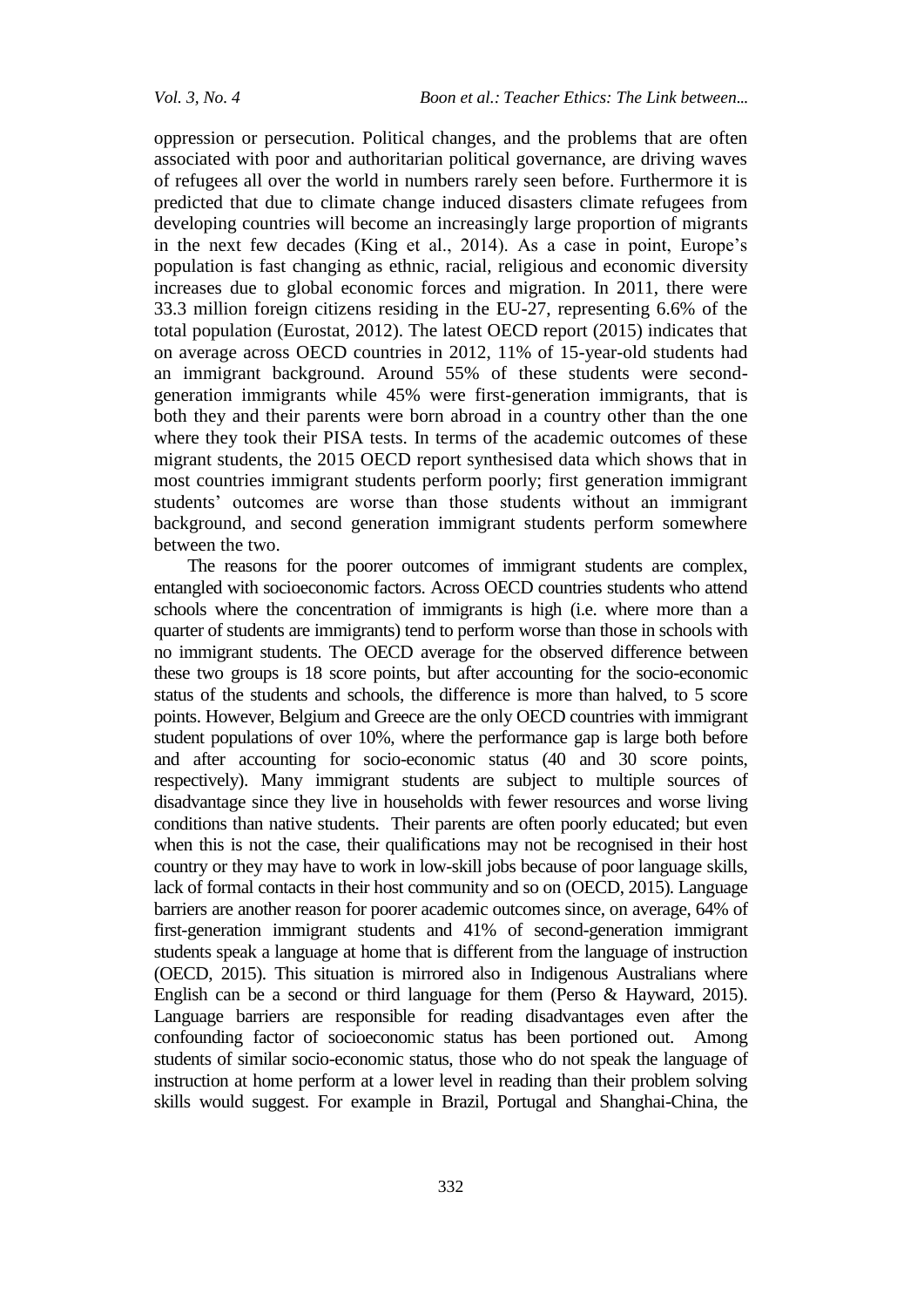oppression or persecution. Political changes, and the problems that are often associated with poor and authoritarian political governance, are driving waves of refugees all over the world in numbers rarely seen before. Furthermore it is predicted that due to climate change induced disasters climate refugees from developing countries will become an increasingly large proportion of migrants in the next few decades (King et al., 2014). As a case in point, Europe's population is fast changing as ethnic, racial, religious and economic diversity increases due to global economic forces and migration. In 2011, there were 33.3 million foreign citizens residing in the EU-27, representing 6.6% of the total population (Eurostat, 2012). The latest OECD report (2015) indicates that on average across OECD countries in 2012, 11% of 15-year-old students had an immigrant background. Around 55% of these students were second-generation immigrants while 45% were first-generation immigrants, that is both they and their parents were born abroad in a country other than the one where they took their PISA tests. In terms of the academic outcomes of these migrant students, the 2015 OECD report synthesised data which shows that in most countries immigrant students perform poorly; first generation immigrant students' outcomes are worse than those students without an immigrant background, and second generation immigrant students perform somewhere between the two.

The reasons for the poorer outcomes of immigrant students are complex, entangled with socioeconomic factors. Across OECD countries students who attend schools where the concentration of immigrants is high (i.e. where more than a quarter of students are immigrants) tend to perform worse than those in schools with no immigrant students. The OECD average for the observed difference between these two groups is 18 score points, but after accounting for the socio-economic status of the students and schools, the difference is more than halved, to 5 score points. However, Belgium and Greece are the only OECD countries with immigrant student populations of over 10%, where the performance gap is large both before and after accounting for socio-economic status (40 and 30 score points, respectively). Many immigrant students are subject to multiple sources of disadvantage since they live in households with fewer resources and worse living conditions than native students. Their parents are often poorly educated; but even when this is not the case, their qualifications may not be recognised in their host country or they may have to work in low-skill jobs because of poor language skills, lack of formal contacts in their host community and so on (OECD, 2015). Language barriers are another reason for poorer academic outcomes since, on average, 64% of first-generation immigrant students and 41% of second-generation immigrant students speak a language at home that is different from the language of instruction (OECD, 2015). This situation is mirrored also in Indigenous Australians where English can be a second or third language for them (Perso & Hayward, 2015). Language barriers are responsible for reading disadvantages even after the confounding factor of socioeconomic status has been portioned out. Among students of similar socio-economic status, those who do not speak the language of instruction at home perform at a lower level in reading than their problem solving skills would suggest. For example in Brazil, Portugal and Shanghai-China, the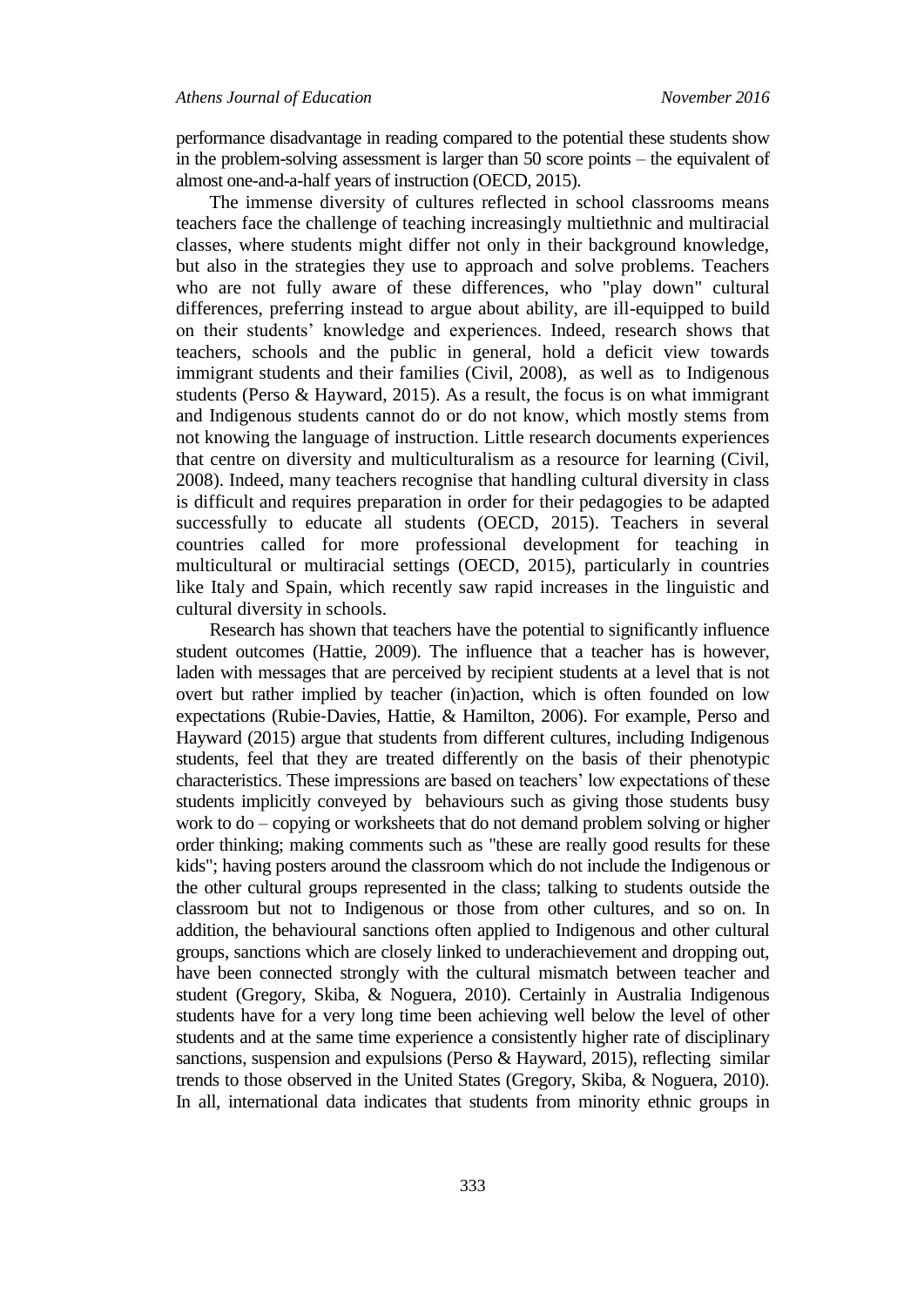performance disadvantage in reading compared to the potential these students show in the problem-solving assessment is larger than 50 score points – the equivalent of almost one-and-a-half years of instruction (OECD, 2015).

The immense diversity of cultures reflected in school classrooms means teachers face the challenge of teaching increasingly multiethnic and multiracial classes, where students might differ not only in their background knowledge, but also in the strategies they use to approach and solve problems. Teachers who are not fully aware of these differences, who "play down" cultural differences, preferring instead to argue about ability, are ill-equipped to build on their students' knowledge and experiences. Indeed, research shows that teachers, schools and the public in general, hold a deficit view towards immigrant students and their families (Civil, 2008), as well as to Indigenous students (Perso & Hayward, 2015). As a result, the focus is on what immigrant and Indigenous students cannot do or do not know, which mostly stems from not knowing the language of instruction. Little research documents experiences that centre on diversity and multiculturalism as a resource for learning (Civil, 2008). Indeed, many teachers recognise that handling cultural diversity in class is difficult and requires preparation in order for their pedagogies to be adapted successfully to educate all students (OECD, 2015). Teachers in several countries called for more professional development for teaching in multicultural or multiracial settings (OECD, 2015), particularly in countries like Italy and Spain, which recently saw rapid increases in the linguistic and cultural diversity in schools.

Research has shown that teachers have the potential to significantly influence student outcomes (Hattie, 2009). The influence that a teacher has is however, laden with messages that are perceived by recipient students at a level that is not overt but rather implied by teacher (in)action, which is often founded on low expectations (Rubie-Davies, Hattie, & Hamilton, 2006). For example, Perso and Hayward (2015) argue that students from different cultures, including Indigenous students, feel that they are treated differently on the basis of their phenotypic characteristics. These impressions are based on teachers' low expectations of these students implicitly conveyed by behaviours such as giving those students busy work to do – copying or worksheets that do not demand problem solving or higher order thinking; making comments such as "these are really good results for these kids"; having posters around the classroom which do not include the Indigenous or the other cultural groups represented in the class; talking to students outside the classroom but not to Indigenous or those from other cultures, and so on. In addition, the behavioural sanctions often applied to Indigenous and other cultural groups, sanctions which are closely linked to underachievement and dropping out, have been connected strongly with the cultural mismatch between teacher and student (Gregory, Skiba, & Noguera, 2010). Certainly in Australia Indigenous students have for a very long time been achieving well below the level of other students and at the same time experience a consistently higher rate of disciplinary sanctions, suspension and expulsions (Perso & Hayward, 2015), reflecting similar trends to those observed in the United States (Gregory, Skiba, & Noguera, 2010). In all, international data indicates that students from minority ethnic groups in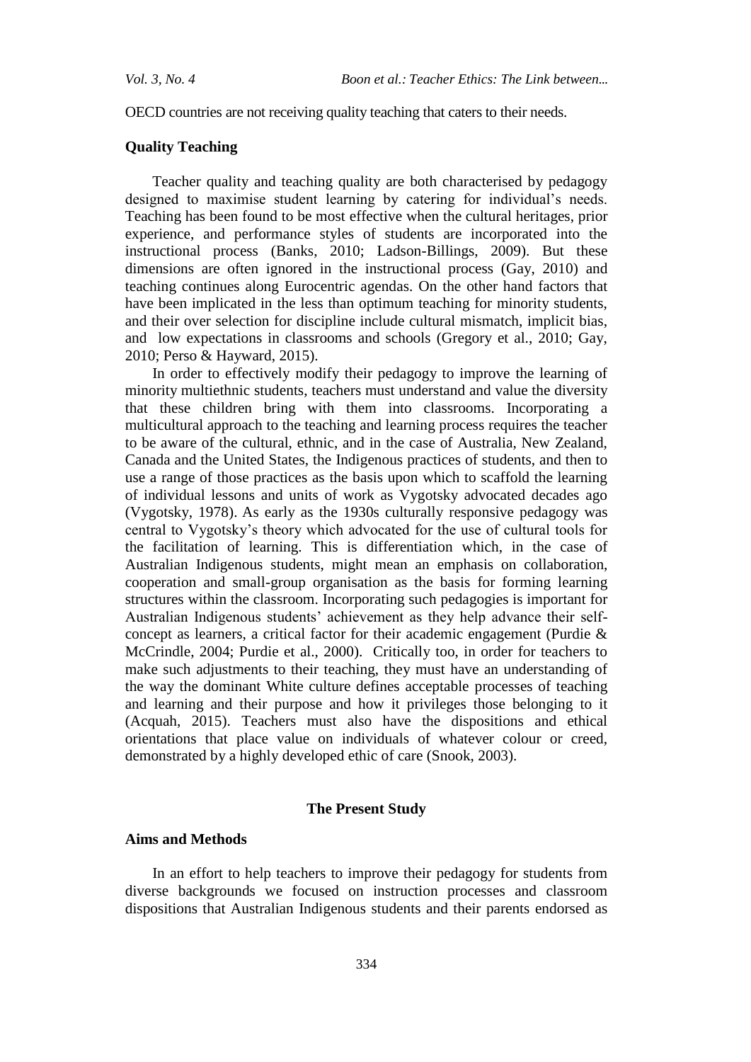OECD countries are not receiving quality teaching that caters to their needs.

### Quality Teaching

Teacher quality and teaching quality are both characterised by pedagogy designed to maximise student learning by catering for individual's needs. Teaching has been found to be most effective when the cultural heritages, prior experience, and performance styles of students are incorporated into the instructional process (Banks, 2010; Ladson-Billings, 2009). But these dimensions are often ignored in the instructional process (Gay, 2010) and teaching continues along Eurocentric agendas. On the other hand factors that have been implicated in the less than optimum teaching for minority students, and their over selection for discipline include cultural mismatch, implicit bias, and low expectations in classrooms and schools (Gregory et al., 2010; Gay, 2010; Perso & Hayward, 2015).

In order to effectively modify their pedagogy to improve the learning of minority multiethnic students, teachers must understand and value the diversity that these children bring with them into classrooms. Incorporating a multicultural approach to the teaching and learning process requires the teacher to be aware of the cultural, ethnic, and in the case of Australia, New Zealand, Canada and the United States, the Indigenous practices of students, and then to use a range of those practices as the basis upon which to scaffold the learning of individual lessons and units of work as Vygotsky advocated decades ago (Vygotsky, 1978). As early as the 1930s culturally responsive pedagogy was central to Vygotsky's theory which advocated for the use of cultural tools for the facilitation of learning. This is differentiation which, in the case of Australian Indigenous students, might mean an emphasis on collaboration, cooperation and small-group organisation as the basis for forming learning structures within the classroom. Incorporating such pedagogies is important for Australian Indigenous students' achievement as they help advance their self-concept as learners, a critical factor for their academic engagement (Purdie & McCrindle, 2004; Purdie et al., 2000). Critically too, in order for teachers to make such adjustments to their teaching, they must have an understanding of the way the dominant White culture defines acceptable processes of teaching and learning and their purpose and how it privileges those belonging to it (Acquah, 2015). Teachers must also have the dispositions and ethical orientations that place value on individuals of whatever colour or creed, demonstrated by a highly developed ethic of care (Snook, 2003).

## The Present Study

### Aims and Methods

In an effort to help teachers to improve their pedagogy for students from diverse backgrounds we focused on instruction processes and classroom dispositions that Australian Indigenous students and their parents endorsed as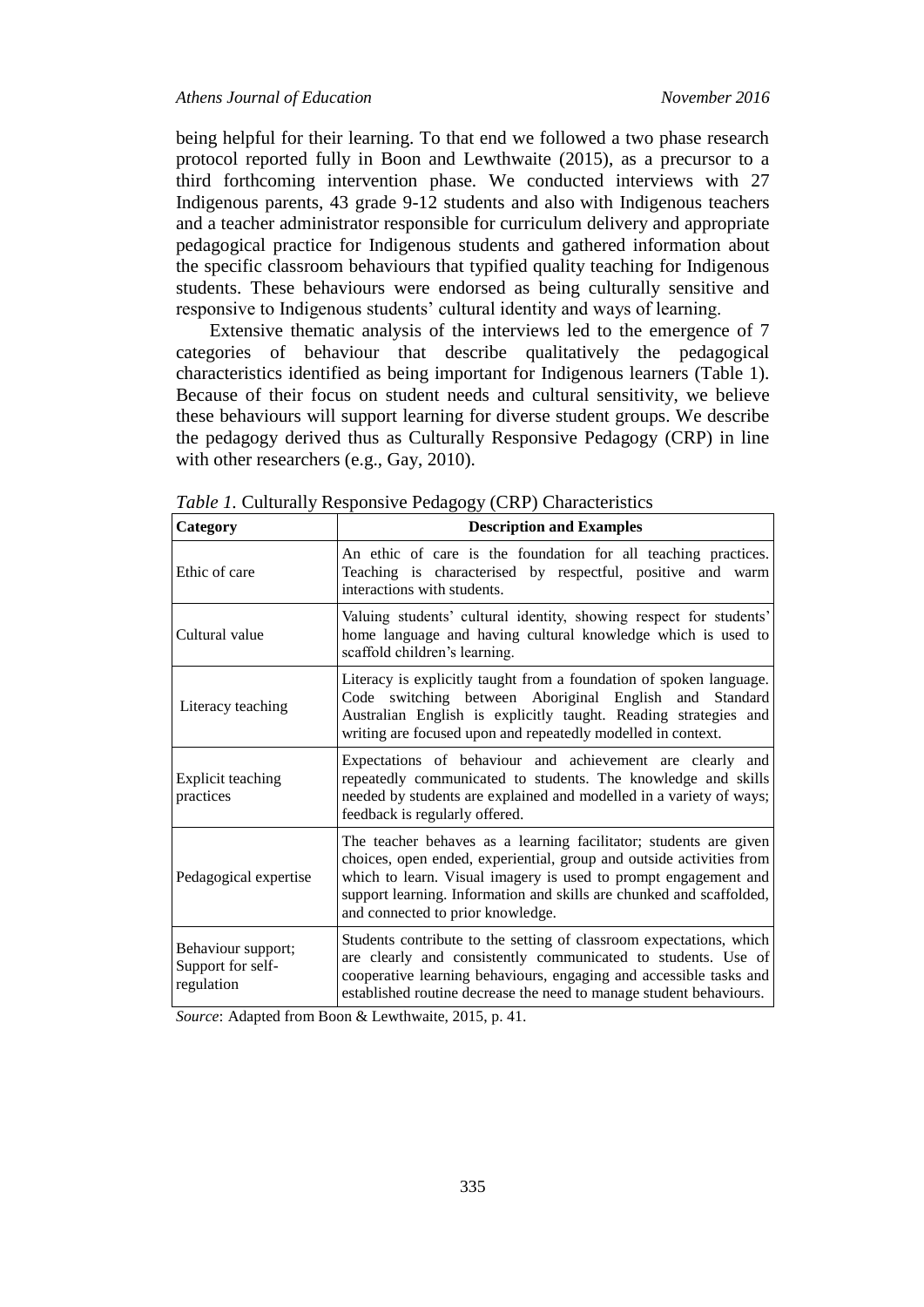being helpful for their learning. To that end we followed a two phase research protocol reported fully in Boon and Lewthwaite (2015), as a precursor to a third forthcoming intervention phase. We conducted interviews with 27 Indigenous parents, 43 grade 9-12 students and also with Indigenous teachers and a teacher administrator responsible for curriculum delivery and appropriate pedagogical practice for Indigenous students and gathered information about the specific classroom behaviours that typified quality teaching for Indigenous students. These behaviours were endorsed as being culturally sensitive and responsive to Indigenous students' cultural identity and ways of learning.

Extensive thematic analysis of the interviews led to the emergence of 7 categories of behaviour that describe qualitatively the pedagogical characteristics identified as being important for Indigenous learners (Table 1). Because of their focus on student needs and cultural sensitivity, we believe these behaviours will support learning for diverse student groups. We describe the pedagogy derived thus as Culturally Responsive Pedagogy (CRP) in line with other researchers (e.g., Gay, 2010).

*Table 1.* Culturally Responsive Pedagogy (CRP) Characteristics

| Category | Description and Examples |
|---|---|
| Ethic of care | An ethic of care is the foundation for all teaching practices. Teaching is characterised by respectful, positive and warm interactions with students. |
| Cultural value | Valuing students' cultural identity, showing respect for students' home language and having cultural knowledge which is used to scaffold children's learning. |
| Literacy teaching | Literacy is explicitly taught from a foundation of spoken language. Code switching between Aboriginal English and Standard Australian English is explicitly taught. Reading strategies and writing are focused upon and repeatedly modelled in context. |
| Explicit teaching practices | Expectations of behaviour and achievement are clearly and repeatedly communicated to students. The knowledge and skills needed by students are explained and modelled in a variety of ways; feedback is regularly offered. |
| Pedagogical expertise | The teacher behaves as a learning facilitator; students are given choices, open ended, experiential, group and outside activities from which to learn. Visual imagery is used to prompt engagement and support learning. Information and skills are chunked and scaffolded, and connected to prior knowledge. |
| Behaviour support; Support for self-regulation | Students contribute to the setting of classroom expectations, which are clearly and consistently communicated to students. Use of cooperative learning behaviours, engaging and accessible tasks and established routine decrease the need to manage student behaviours. |

*Source*: Adapted from Boon & Lewthwaite, 2015, p. 41.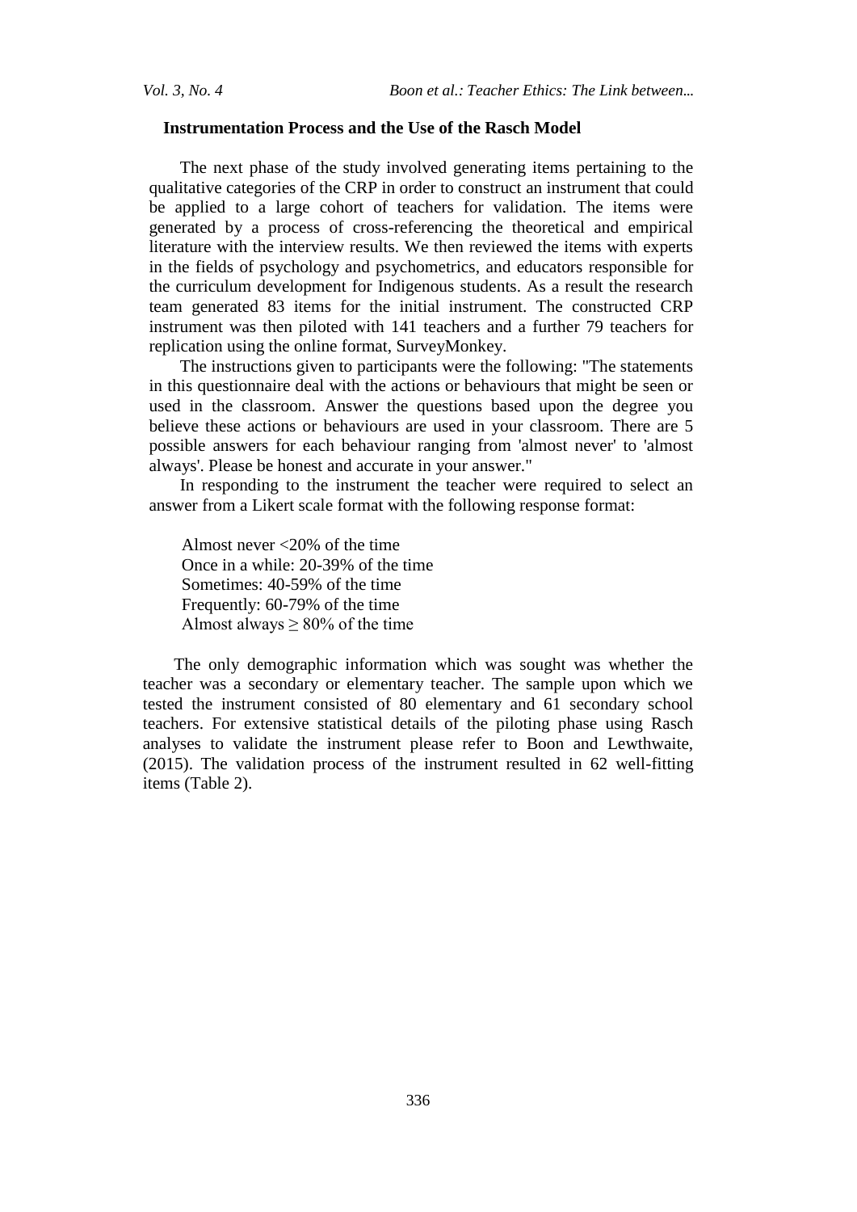## Instrumentation Process and the Use of the Rasch Model

The next phase of the study involved generating items pertaining to the qualitative categories of the CRP in order to construct an instrument that could be applied to a large cohort of teachers for validation. The items were generated by a process of cross-referencing the theoretical and empirical literature with the interview results. We then reviewed the items with experts in the fields of psychology and psychometrics, and educators responsible for the curriculum development for Indigenous students. As a result the research team generated 83 items for the initial instrument. The constructed CRP instrument was then piloted with 141 teachers and a further 79 teachers for replication using the online format, SurveyMonkey.

The instructions given to participants were the following: "The statements in this questionnaire deal with the actions or behaviours that might be seen or used in the classroom. Answer the questions based upon the degree you believe these actions or behaviours are used in your classroom. There are 5 possible answers for each behaviour ranging from 'almost never' to 'almost always'. Please be honest and accurate in your answer."

In responding to the instrument the teacher were required to select an answer from a Likert scale format with the following response format:

Almost never <20% of the time
Once in a while: 20-39% of the time
Sometimes: 40-59% of the time
Frequently: 60-79% of the time
Almost always ≥ 80% of the time

The only demographic information which was sought was whether the teacher was a secondary or elementary teacher. The sample upon which we tested the instrument consisted of 80 elementary and 61 secondary school teachers. For extensive statistical details of the piloting phase using Rasch analyses to validate the instrument please refer to Boon and Lewthwaite, (2015). The validation process of the instrument resulted in 62 well-fitting items (Table 2).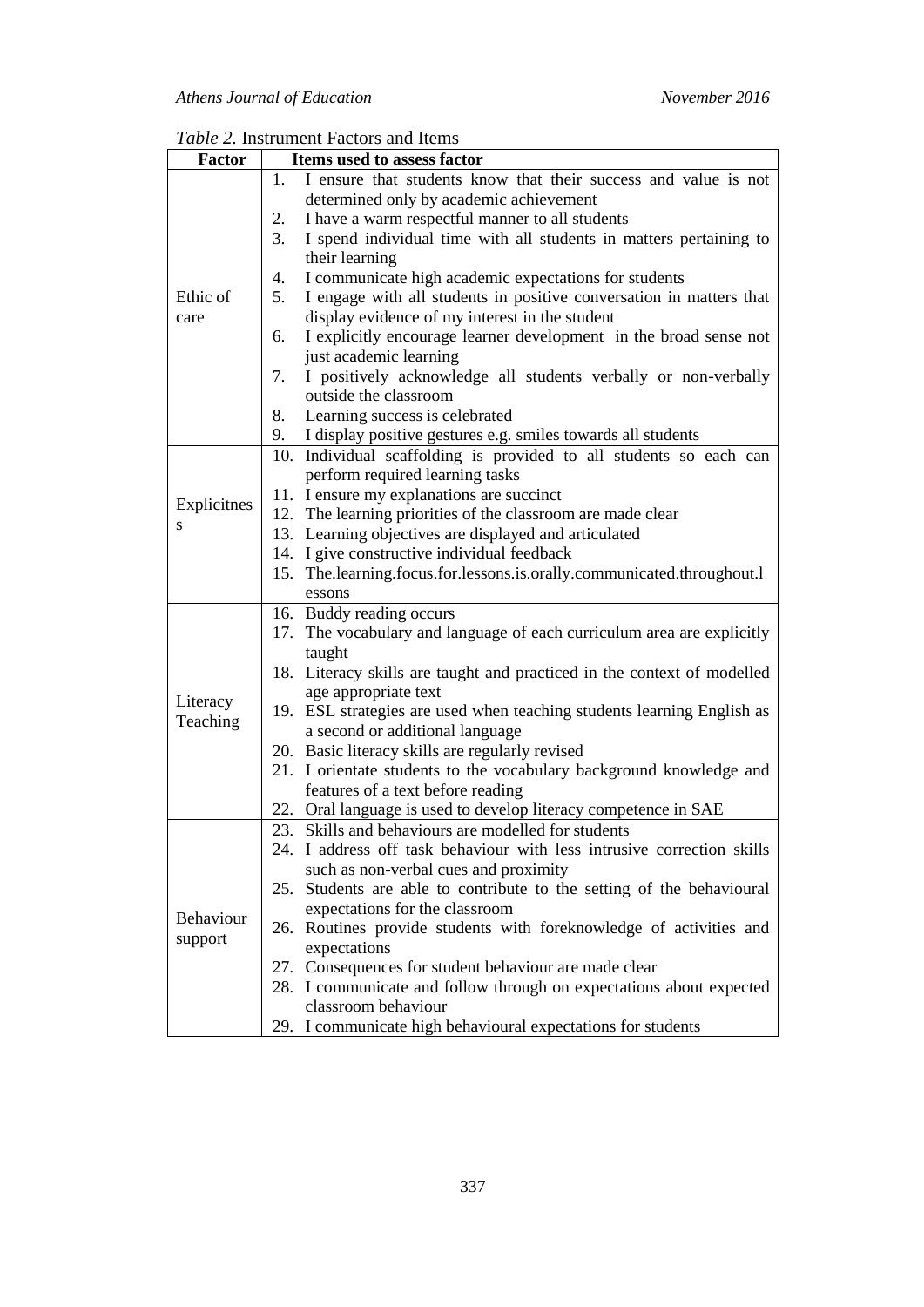*Table 2.* Instrument Factors and Items

| Factor | Items used to assess factor |
|---|---|
| Ethic of care | 1. I ensure that students know that their success and value is not determined only by academic achievement<br>2. I have a warm respectful manner to all students<br>3. I spend individual time with all students in matters pertaining to their learning<br>4. I communicate high academic expectations for students<br>5. I engage with all students in positive conversation in matters that display evidence of my interest in the student<br>6. I explicitly encourage learner development in the broad sense not just academic learning<br>7. I positively acknowledge all students verbally or non-verbally outside the classroom<br>8. Learning success is celebrated<br>9. I display positive gestures e.g. smiles towards all students |
| Explicitness | 10. Individual scaffolding is provided to all students so each can perform required learning tasks<br>11. I ensure my explanations are succinct<br>12. The learning priorities of the classroom are made clear<br>13. Learning objectives are displayed and articulated<br>14. I give constructive individual feedback<br>15. The.learning.focus.for.lessons.is.orally.communicated.throughout.lessons |
| Literacy Teaching | 16. Buddy reading occurs<br>17. The vocabulary and language of each curriculum area are explicitly taught<br>18. Literacy skills are taught and practiced in the context of modelled age appropriate text<br>19. ESL strategies are used when teaching students learning English as a second or additional language<br>20. Basic literacy skills are regularly revised<br>21. I orientate students to the vocabulary background knowledge and features of a text before reading<br>22. Oral language is used to develop literacy competence in SAE |
| Behaviour support | 23. Skills and behaviours are modelled for students<br>24. I address off task behaviour with less intrusive correction skills such as non-verbal cues and proximity<br>25. Students are able to contribute to the setting of the behavioural expectations for the classroom<br>26. Routines provide students with foreknowledge of activities and expectations<br>27. Consequences for student behaviour are made clear<br>28. I communicate and follow through on expectations about expected classroom behaviour<br>29. I communicate high behavioural expectations for students |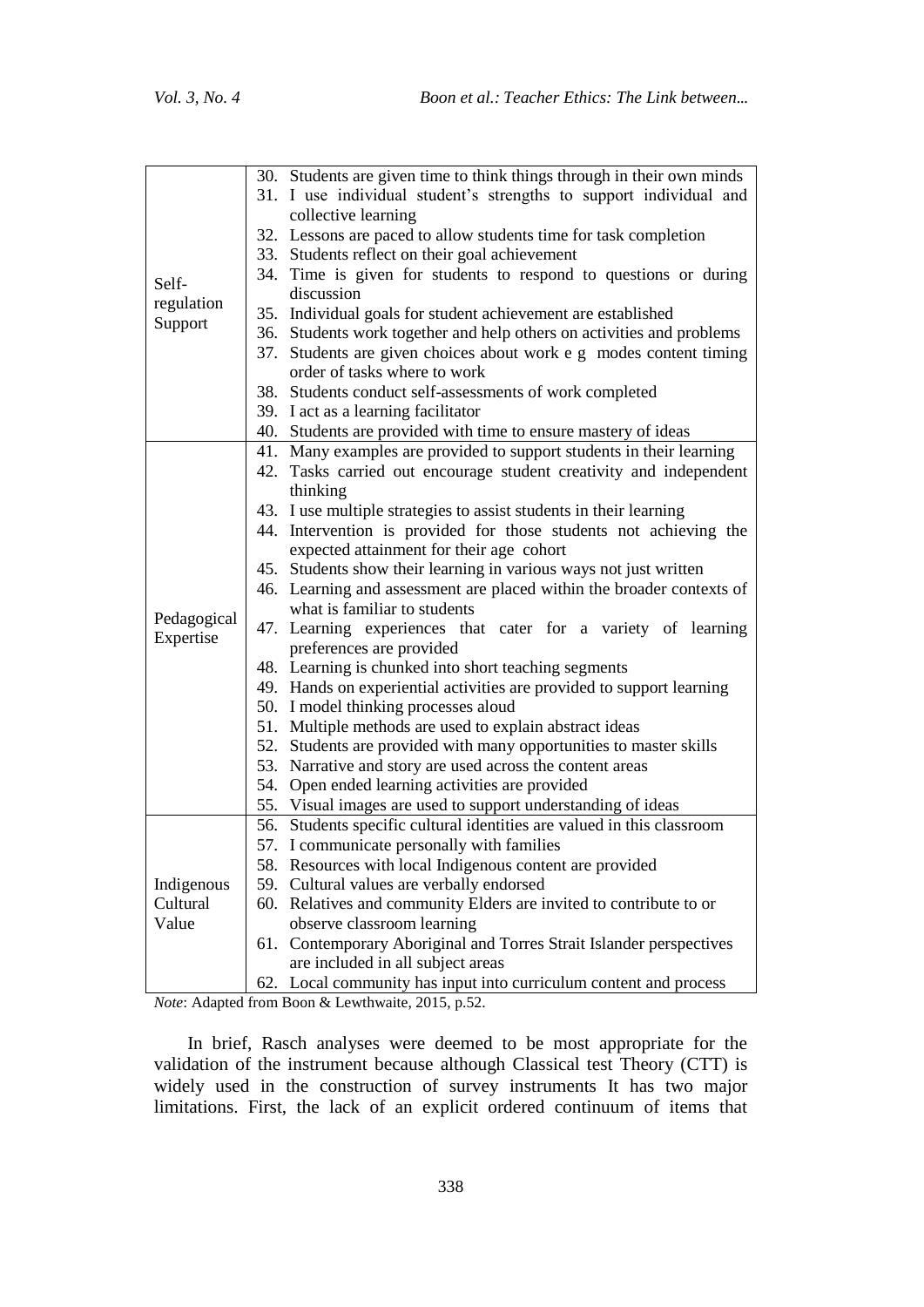| | |
|---|---|
| Self-regulation Support | 30. Students are given time to think things through in their own minds |
| | 31. I use individual student's strengths to support individual and collective learning |
| | 32. Lessons are paced to allow students time for task completion |
| | 33. Students reflect on their goal achievement |
| | 34. Time is given for students to respond to questions or during discussion |
| | 35. Individual goals for student achievement are established |
| | 36. Students work together and help others on activities and problems |
| | 37. Students are given choices about work e g modes content timing order of tasks where to work |
| | 38. Students conduct self-assessments of work completed |
| | 39. I act as a learning facilitator |
| | 40. Students are provided with time to ensure mastery of ideas |
| Pedagogical Expertise | 41. Many examples are provided to support students in their learning |
| | 42. Tasks carried out encourage student creativity and independent thinking |
| | 43. I use multiple strategies to assist students in their learning |
| | 44. Intervention is provided for those students not achieving the expected attainment for their age cohort |
| | 45. Students show their learning in various ways not just written |
| | 46. Learning and assessment are placed within the broader contexts of what is familiar to students |
| | 47. Learning experiences that cater for a variety of learning preferences are provided |
| | 48. Learning is chunked into short teaching segments |
| | 49. Hands on experiential activities are provided to support learning |
| | 50. I model thinking processes aloud |
| | 51. Multiple methods are used to explain abstract ideas |
| | 52. Students are provided with many opportunities to master skills |
| | 53. Narrative and story are used across the content areas |
| | 54. Open ended learning activities are provided |
| | 55. Visual images are used to support understanding of ideas |
| Indigenous Cultural Value | 56. Students specific cultural identities are valued in this classroom |
| | 57. I communicate personally with families |
| | 58. Resources with local Indigenous content are provided |
| | 59. Cultural values are verbally endorsed |
| | 60. Relatives and community Elders are invited to contribute to or observe classroom learning |
| | 61. Contemporary Aboriginal and Torres Strait Islander perspectives are included in all subject areas |
| | 62. Local community has input into curriculum content and process |

*Note*: Adapted from Boon & Lewthwaite, 2015, p.52.

In brief, Rasch analyses were deemed to be most appropriate for the validation of the instrument because although Classical test Theory (CTT) is widely used in the construction of survey instruments It has two major limitations. First, the lack of an explicit ordered continuum of items that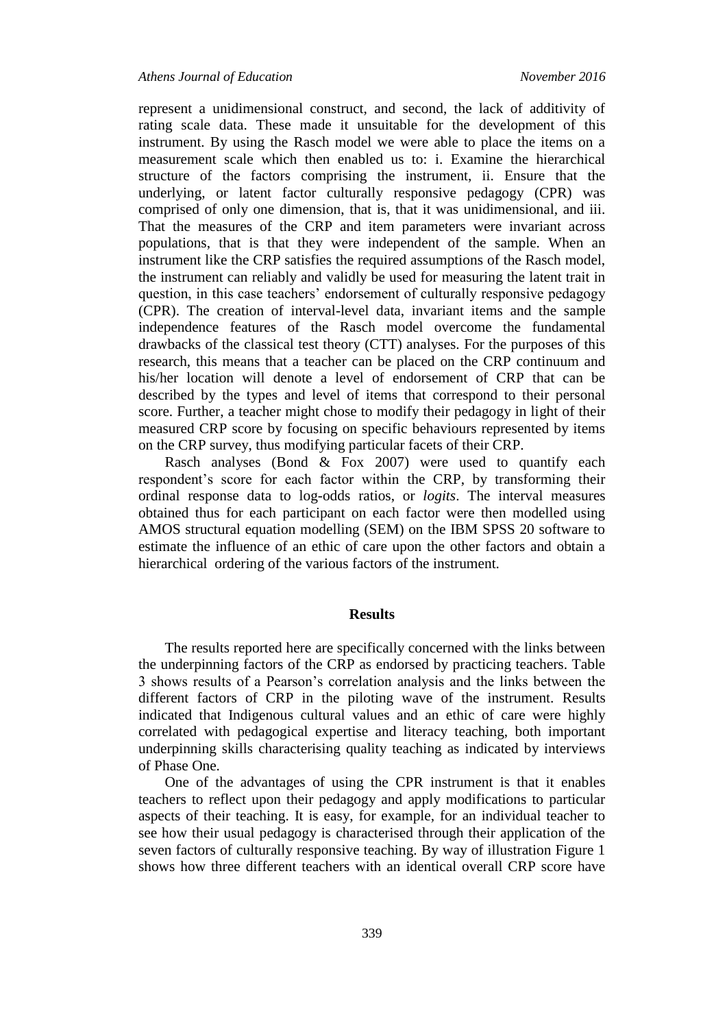represent a unidimensional construct, and second, the lack of additivity of rating scale data. These made it unsuitable for the development of this instrument. By using the Rasch model we were able to place the items on a measurement scale which then enabled us to: i. Examine the hierarchical structure of the factors comprising the instrument, ii. Ensure that the underlying, or latent factor culturally responsive pedagogy (CPR) was comprised of only one dimension, that is, that it was unidimensional, and iii. That the measures of the CRP and item parameters were invariant across populations, that is that they were independent of the sample. When an instrument like the CRP satisfies the required assumptions of the Rasch model, the instrument can reliably and validly be used for measuring the latent trait in question, in this case teachers' endorsement of culturally responsive pedagogy (CPR). The creation of interval-level data, invariant items and the sample independence features of the Rasch model overcome the fundamental drawbacks of the classical test theory (CTT) analyses. For the purposes of this research, this means that a teacher can be placed on the CRP continuum and his/her location will denote a level of endorsement of CRP that can be described by the types and level of items that correspond to their personal score. Further, a teacher might chose to modify their pedagogy in light of their measured CRP score by focusing on specific behaviours represented by items on the CRP survey, thus modifying particular facets of their CRP.

Rasch analyses (Bond & Fox 2007) were used to quantify each respondent's score for each factor within the CRP, by transforming their ordinal response data to log-odds ratios, or *logits*. The interval measures obtained thus for each participant on each factor were then modelled using AMOS structural equation modelling (SEM) on the IBM SPSS 20 software to estimate the influence of an ethic of care upon the other factors and obtain a hierarchical ordering of the various factors of the instrument.

## Results

The results reported here are specifically concerned with the links between the underpinning factors of the CRP as endorsed by practicing teachers. Table 3 shows results of a Pearson's correlation analysis and the links between the different factors of CRP in the piloting wave of the instrument. Results indicated that Indigenous cultural values and an ethic of care were highly correlated with pedagogical expertise and literacy teaching, both important underpinning skills characterising quality teaching as indicated by interviews of Phase One.

One of the advantages of using the CPR instrument is that it enables teachers to reflect upon their pedagogy and apply modifications to particular aspects of their teaching. It is easy, for example, for an individual teacher to see how their usual pedagogy is characterised through their application of the seven factors of culturally responsive teaching. By way of illustration Figure 1 shows how three different teachers with an identical overall CRP score have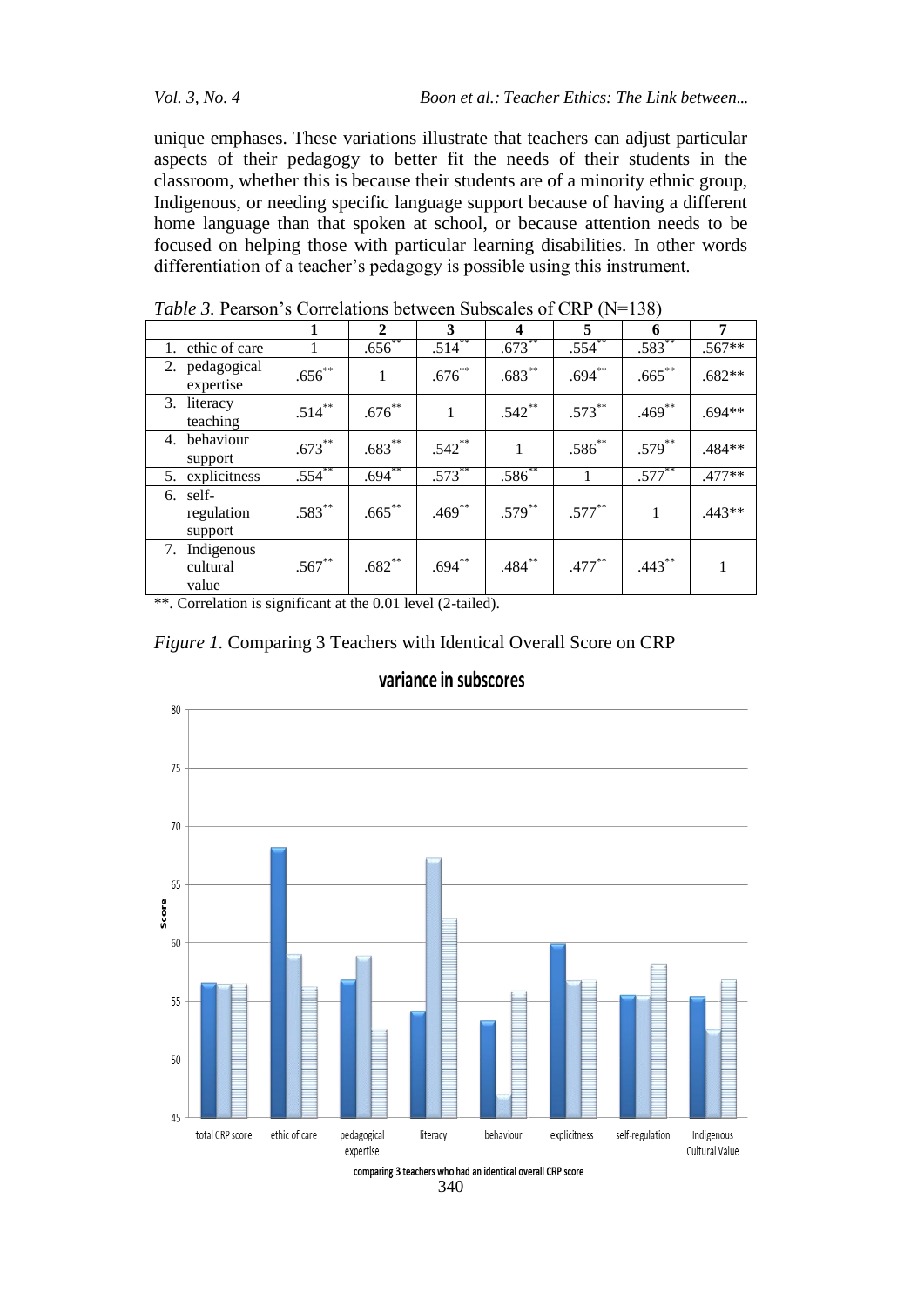unique emphases. These variations illustrate that teachers can adjust particular aspects of their pedagogy to better fit the needs of their students in the classroom, whether this is because their students are of a minority ethnic group, Indigenous, or needing specific language support because of having a different home language than that spoken at school, or because attention needs to be focused on helping those with particular learning disabilities. In other words differentiation of a teacher's pedagogy is possible using this instrument.

*Table 3.* Pearson's Correlations between Subscales of CRP (N=138)

| | 1 | 2 | 3 | 4 | 5 | 6 | 7 |
|---|---|---|---|---|---|---|---|
| 1. ethic of care | 1 | .656** | .514** | .673** | .554** | .583** | .567** |
| 2. pedagogical expertise | .656** | 1 | .676** | .683** | .694** | .665** | .682** |
| 3. literacy teaching | .514** | .676** | 1 | .542** | .573** | .469** | .694** |
| 4. behaviour support | .673** | .683** | .542** | 1 | .586** | .579** | .484** |
| 5. explicitness | .554** | .694** | .573** | .586** | 1 | .577** | .477** |
| 6. self-regulation support | .583** | .665** | .469** | .579** | .577** | 1 | .443** |
| 7. Indigenous cultural value | .567** | .682** | .694** | .484** | .477** | .443** | 1 |

**. Correlation is significant at the 0.01 level (2-tailed).

*Figure 1.* Comparing 3 Teachers with Identical Overall Score on CRP

**variance in subscores**

| | Teacher 1 | Teacher 2 | Teacher 3 |
|---|---|---|---|
| total CRP score | 56.5 | 56.4 | 56.4 |
| ethic of care | 68.2 | 58.9 | 56.2 |
| pedagogical expertise | 56.8 | 58.8 | 52.6 |
| literacy | 54.1 | 67.3 | 62.1 |
| behaviour | 53.3 | 47.0 | 55.8 |
| explicitness | 59.9 | 56.7 | 56.7 |
| self-regulation | 55.5 | 55.5 | 58.1 |
| Indigenous Cultural Value | 55.4 | 52.5 | 56.8 |

Score

comparing 3 teachers who had an identical overall CRP score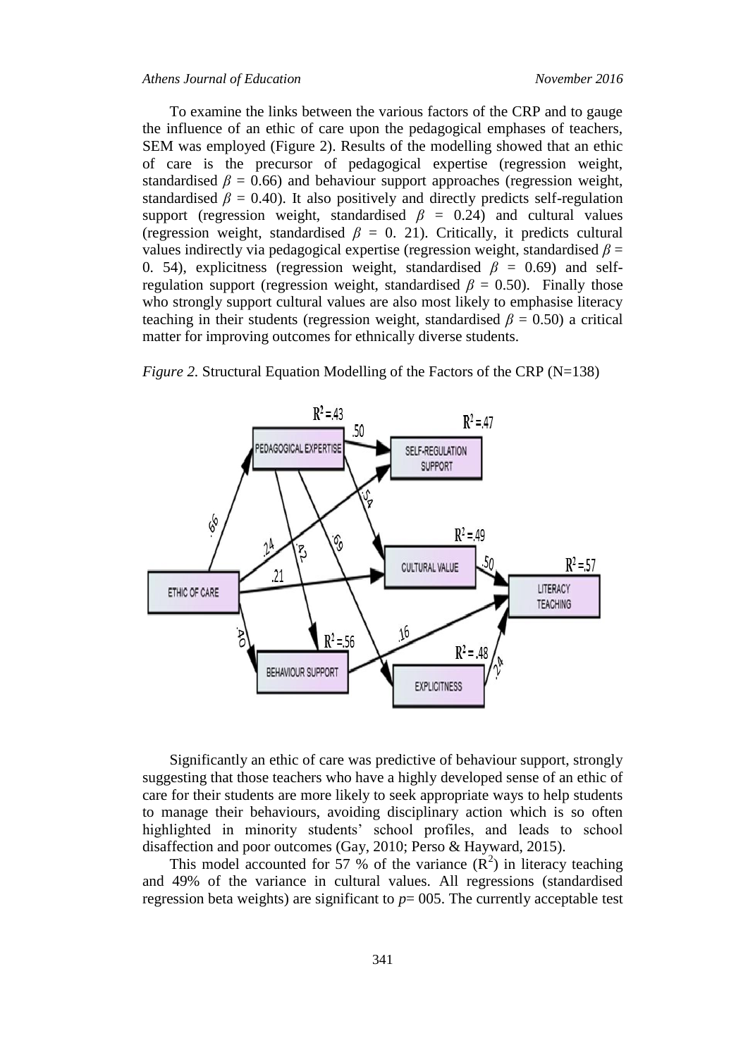To examine the links between the various factors of the CRP and to gauge the influence of an ethic of care upon the pedagogical emphases of teachers, SEM was employed (Figure 2). Results of the modelling showed that an ethic of care is the precursor of pedagogical expertise (regression weight, standardised $\beta$ = 0.66) and behaviour support approaches (regression weight, standardised $\beta$ = 0.40). It also positively and directly predicts self-regulation support (regression weight, standardised $\beta$ = 0.24) and cultural values (regression weight, standardised $\beta$ = 0. 21). Critically, it predicts cultural values indirectly via pedagogical expertise (regression weight, standardised $\beta$ = 0. 54), explicitness (regression weight, standardised $\beta$ = 0.69) and self-regulation support (regression weight, standardised $\beta$ = 0.50). Finally those who strongly support cultural values are also most likely to emphasise literacy teaching in their students (regression weight, standardised $\beta$ = 0.50) a critical matter for improving outcomes for ethnically diverse students.

*Figure 2.* Structural Equation Modelling of the Factors of the CRP (N=138)

Significantly an ethic of care was predictive of behaviour support, strongly suggesting that those teachers who have a highly developed sense of an ethic of care for their students are more likely to seek appropriate ways to help students to manage their behaviours, avoiding disciplinary action which is so often highlighted in minority students' school profiles, and leads to school disaffection and poor outcomes (Gay, 2010; Perso & Hayward, 2015).

This model accounted for 57 % of the variance ($R^2$) in literacy teaching and 49% of the variance in cultural values. All regressions (standardised regression beta weights) are significant to *p*= 005. The currently acceptable test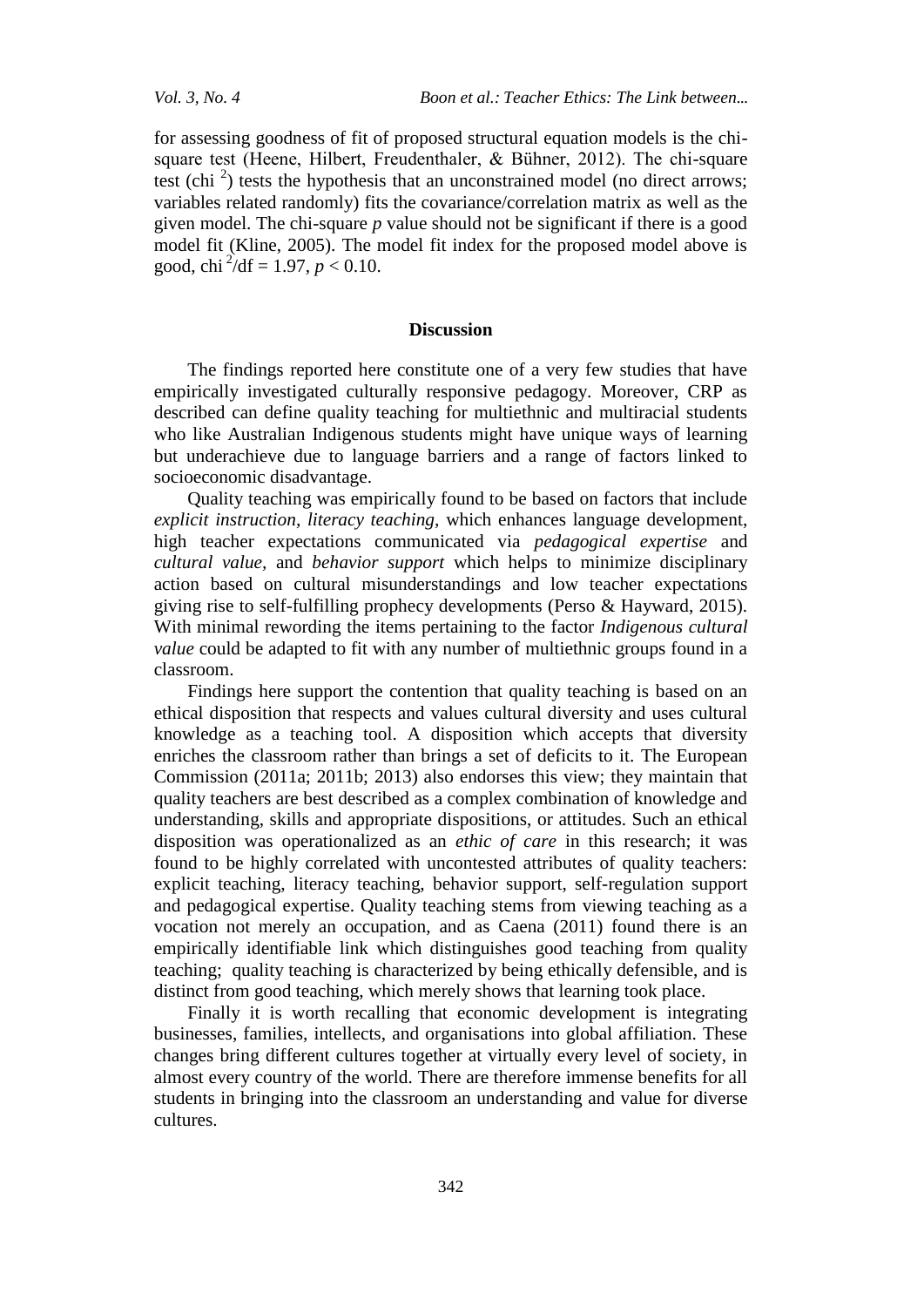for assessing goodness of fit of proposed structural equation models is the chi-square test (Heene, Hilbert, Freudenthaler, & Bühner, 2012). The chi-square test (chi $^2$) tests the hypothesis that an unconstrained model (no direct arrows; variables related randomly) fits the covariance/correlation matrix as well as the given model. The chi-square *p* value should not be significant if there is a good model fit (Kline, 2005). The model fit index for the proposed model above is good, chi $^2$/df = 1.97, $p < 0.10$.

## Discussion

The findings reported here constitute one of a very few studies that have empirically investigated culturally responsive pedagogy. Moreover, CRP as described can define quality teaching for multiethnic and multiracial students who like Australian Indigenous students might have unique ways of learning but underachieve due to language barriers and a range of factors linked to socioeconomic disadvantage.

Quality teaching was empirically found to be based on factors that include *explicit instruction, literacy teaching,* which enhances language development, high teacher expectations communicated via *pedagogical expertise* and *cultural value,* and *behavior support* which helps to minimize disciplinary action based on cultural misunderstandings and low teacher expectations giving rise to self-fulfilling prophecy developments (Perso & Hayward, 2015). With minimal rewording the items pertaining to the factor *Indigenous cultural value* could be adapted to fit with any number of multiethnic groups found in a classroom.

Findings here support the contention that quality teaching is based on an ethical disposition that respects and values cultural diversity and uses cultural knowledge as a teaching tool. A disposition which accepts that diversity enriches the classroom rather than brings a set of deficits to it. The European Commission (2011a; 2011b; 2013) also endorses this view; they maintain that quality teachers are best described as a complex combination of knowledge and understanding, skills and appropriate dispositions, or attitudes. Such an ethical disposition was operationalized as an *ethic of care* in this research; it was found to be highly correlated with uncontested attributes of quality teachers: explicit teaching, literacy teaching, behavior support, self-regulation support and pedagogical expertise. Quality teaching stems from viewing teaching as a vocation not merely an occupation, and as Caena (2011) found there is an empirically identifiable link which distinguishes good teaching from quality teaching; quality teaching is characterized by being ethically defensible, and is distinct from good teaching, which merely shows that learning took place.

Finally it is worth recalling that economic development is integrating businesses, families, intellects, and organisations into global affiliation. These changes bring different cultures together at virtually every level of society, in almost every country of the world. There are therefore immense benefits for all students in bringing into the classroom an understanding and value for diverse cultures.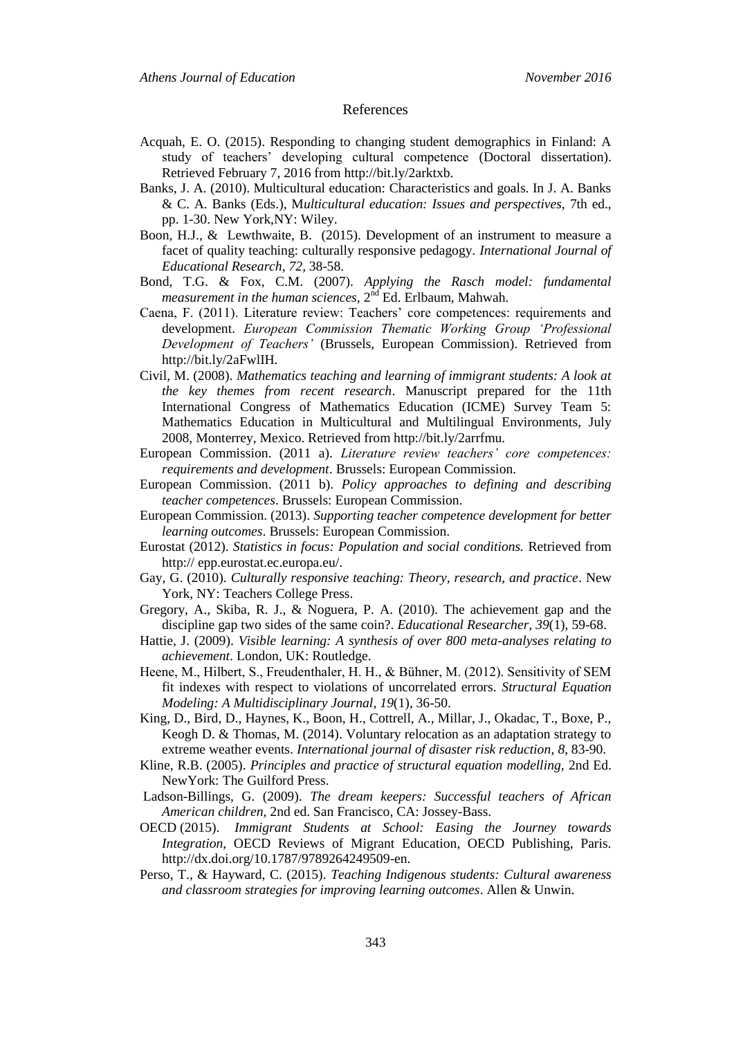## References

Acquah, E. O. (2015). Responding to changing student demographics in Finland: A study of teachers' developing cultural competence (Doctoral dissertation). Retrieved February 7, 2016 from http://bit.ly/2arktxb.

Banks, J. A. (2010). Multicultural education: Characteristics and goals. In J. A. Banks & C. A. Banks (Eds.), M*ulticultural education: Issues and perspectives*, 7th ed., pp. 1-30. New York,NY: Wiley.

Boon, H.J., & Lewthwaite, B. (2015). Development of an instrument to measure a facet of quality teaching: culturally responsive pedagogy. *International Journal of Educational Research*, *72*, 38-58.

Bond, T.G. & Fox, C.M. (2007). *Applying the Rasch model: fundamental measurement in the human sciences,* 2nd Ed. Erlbaum, Mahwah.

Caena, F. (2011). Literature review: Teachers' core competences: requirements and development. *European Commission Thematic Working Group 'Professional Development of Teachers'* (Brussels, European Commission). Retrieved from http://bit.ly/2aFwlIH.

Civil, M. (2008). *Mathematics teaching and learning of immigrant students: A look at the key themes from recent research*. Manuscript prepared for the 11th International Congress of Mathematics Education (ICME) Survey Team 5: Mathematics Education in Multicultural and Multilingual Environments, July 2008, Monterrey, Mexico. Retrieved from http://bit.ly/2arrfmu.

European Commission. (2011 a). *Literature review teachers' core competences: requirements and development*. Brussels: European Commission.

European Commission. (2011 b). *Policy approaches to defining and describing teacher competences*. Brussels: European Commission.

European Commission. (2013). *Supporting teacher competence development for better learning outcomes*. Brussels: European Commission.

Eurostat (2012). *Statistics in focus: Population and social conditions.* Retrieved from http:// epp.eurostat.ec.europa.eu/.

Gay, G. (2010). *Culturally responsive teaching: Theory, research, and practice*. New York, NY: Teachers College Press.

Gregory, A., Skiba, R. J., & Noguera, P. A. (2010). The achievement gap and the discipline gap two sides of the same coin?. *Educational Researcher*, *39*(1), 59-68.

Hattie, J. (2009). *Visible learning: A synthesis of over 800 meta-analyses relating to achievement*. London, UK: Routledge.

Heene, M., Hilbert, S., Freudenthaler, H. H., & Bühner, M. (2012). Sensitivity of SEM fit indexes with respect to violations of uncorrelated errors. *Structural Equation Modeling: A Multidisciplinary Journal*, *19*(1), 36-50.

King, D., Bird, D., Haynes, K., Boon, H., Cottrell, A., Millar, J., Okadac, T., Boxe, P., Keogh D. & Thomas, M. (2014). Voluntary relocation as an adaptation strategy to extreme weather events. *International journal of disaster risk reduction*, *8*, 83-90.

Kline, R.B. (2005). *Principles and practice of structural equation modelling*, 2nd Ed. NewYork: The Guilford Press.

Ladson-Billings, G. (2009). *The dream keepers: Successful teachers of African American children,* 2nd ed. San Francisco, CA: Jossey-Bass.

OECD (2015). *Immigrant Students at School: Easing the Journey towards Integration*, OECD Reviews of Migrant Education, OECD Publishing, Paris. http://dx.doi.org/10.1787/9789264249509-en.

Perso, T., & Hayward, C. (2015). *Teaching Indigenous students: Cultural awareness and classroom strategies for improving learning outcomes*. Allen & Unwin.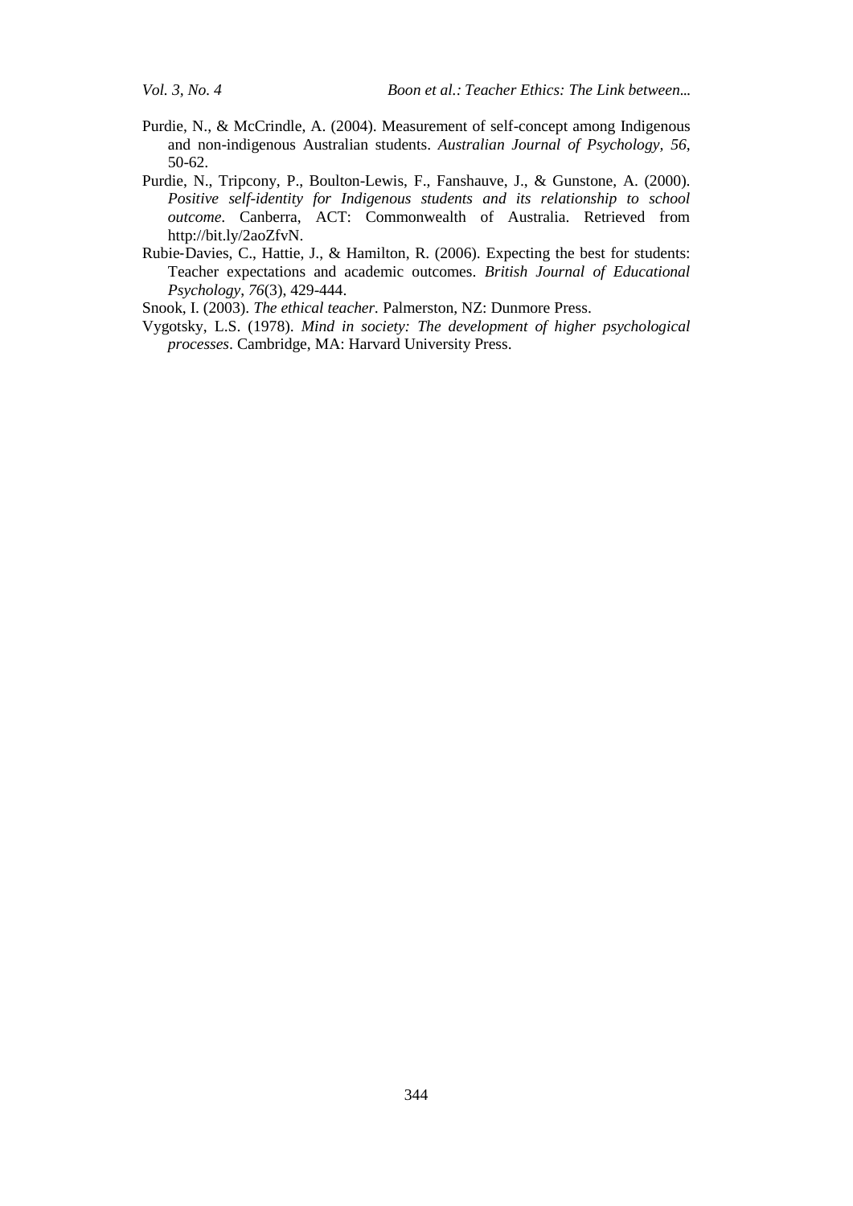Purdie, N., & McCrindle, A. (2004). Measurement of self-concept among Indigenous and non-indigenous Australian students. *Australian Journal of Psychology, 56*, 50-62.

Purdie, N., Tripcony, P., Boulton-Lewis, F., Fanshauve, J., & Gunstone, A. (2000). *Positive self-identity for Indigenous students and its relationship to school outcome*. Canberra, ACT: Commonwealth of Australia. Retrieved from http://bit.ly/2aoZfvN.

Rubie-Davies, C., Hattie, J., & Hamilton, R. (2006). Expecting the best for students: Teacher expectations and academic outcomes. *British Journal of Educational Psychology*, *76*(3), 429-444.

Snook, I. (2003). *The ethical teacher.* Palmerston, NZ: Dunmore Press.

Vygotsky, L.S. (1978). *Mind in society: The development of higher psychological processes*. Cambridge, MA: Harvard University Press.